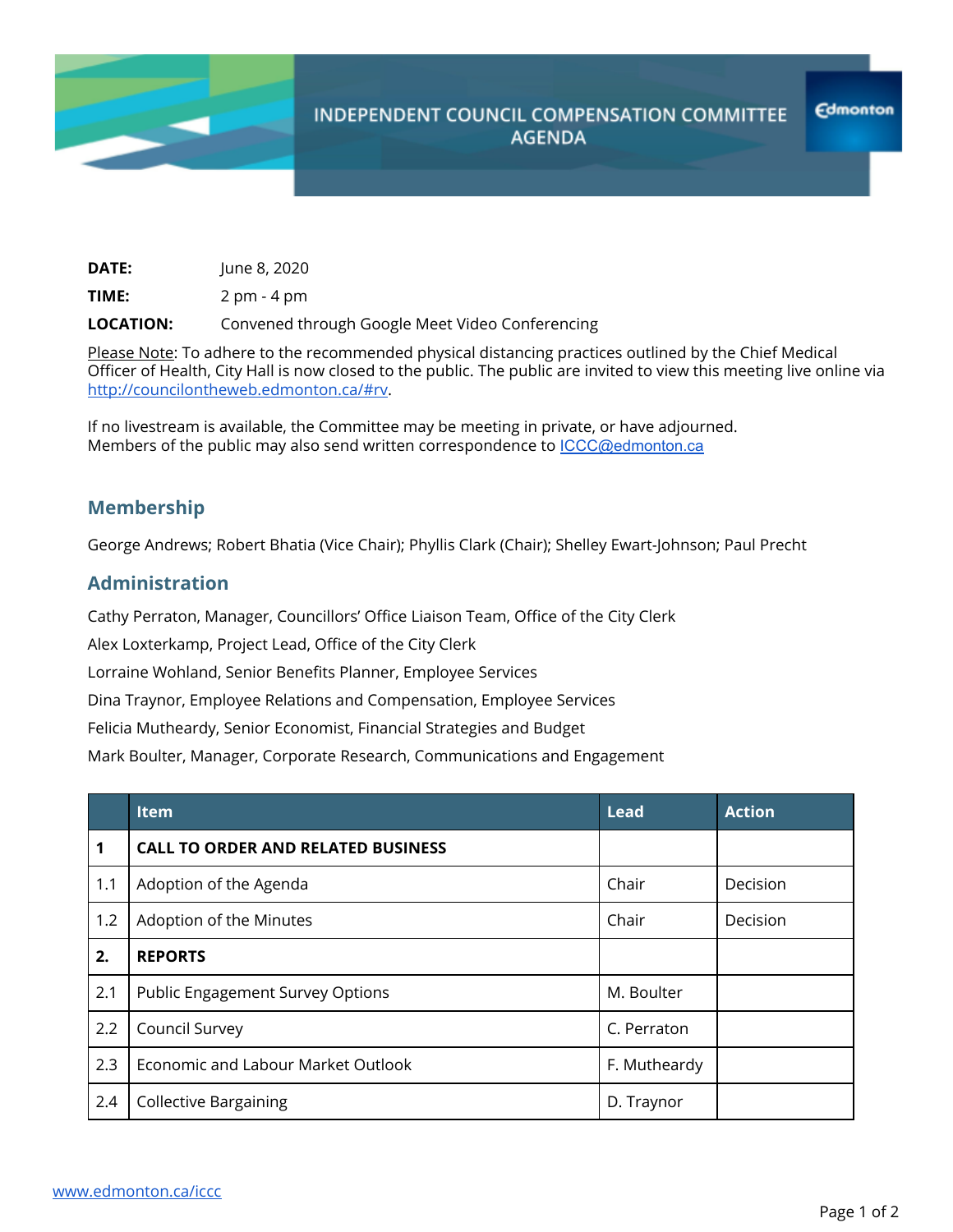# INDEPENDENT COUNCIL COMPENSATION COMMITTEE AGENDA

**DATE:** June 8, 2020

**TIME:** 2 pm - 4 pm

**LOCATION:** Convened through Google Meet Video Conferencing

Please Note: To adhere to the recommended physical distancing practices outlined by the Chief Medical Officer of Health, City Hall is now closed to the public. The public are invited to view this meeting live online via http://councilontheweb.edmonton.ca/#rv.

If no livestream is available, the Committee may be meeting in private, or have adjourned.
Members of the public may also send written correspondence to ICCC@edmonton.ca

## Membership

George Andrews; Robert Bhatia (Vice Chair); Phyllis Clark (Chair); Shelley Ewart-Johnson; Paul Precht

## Administration

Cathy Perraton, Manager, Councillors' Office Liaison Team, Office of the City Clerk

Alex Loxterkamp, Project Lead, Office of the City Clerk

Lorraine Wohland, Senior Benefits Planner, Employee Services

Dina Traynor, Employee Relations and Compensation, Employee Services

Felicia Mutheardy, Senior Economist, Financial Strategies and Budget

Mark Boulter, Manager, Corporate Research, Communications and Engagement

| | Item | Lead | Action |
|---|---|---|---|
| **1** | **CALL TO ORDER AND RELATED BUSINESS** | | |
| 1.1 | Adoption of the Agenda | Chair | Decision |
| 1.2 | Adoption of the Minutes | Chair | Decision |
| **2.** | **REPORTS** | | |
| 2.1 | Public Engagement Survey Options | M. Boulter | |
| 2.2 | Council Survey | C. Perraton | |
| 2.3 | Economic and Labour Market Outlook | F. Mutheardy | |
| 2.4 | Collective Bargaining | D. Traynor | |

www.edmonton.ca/iccc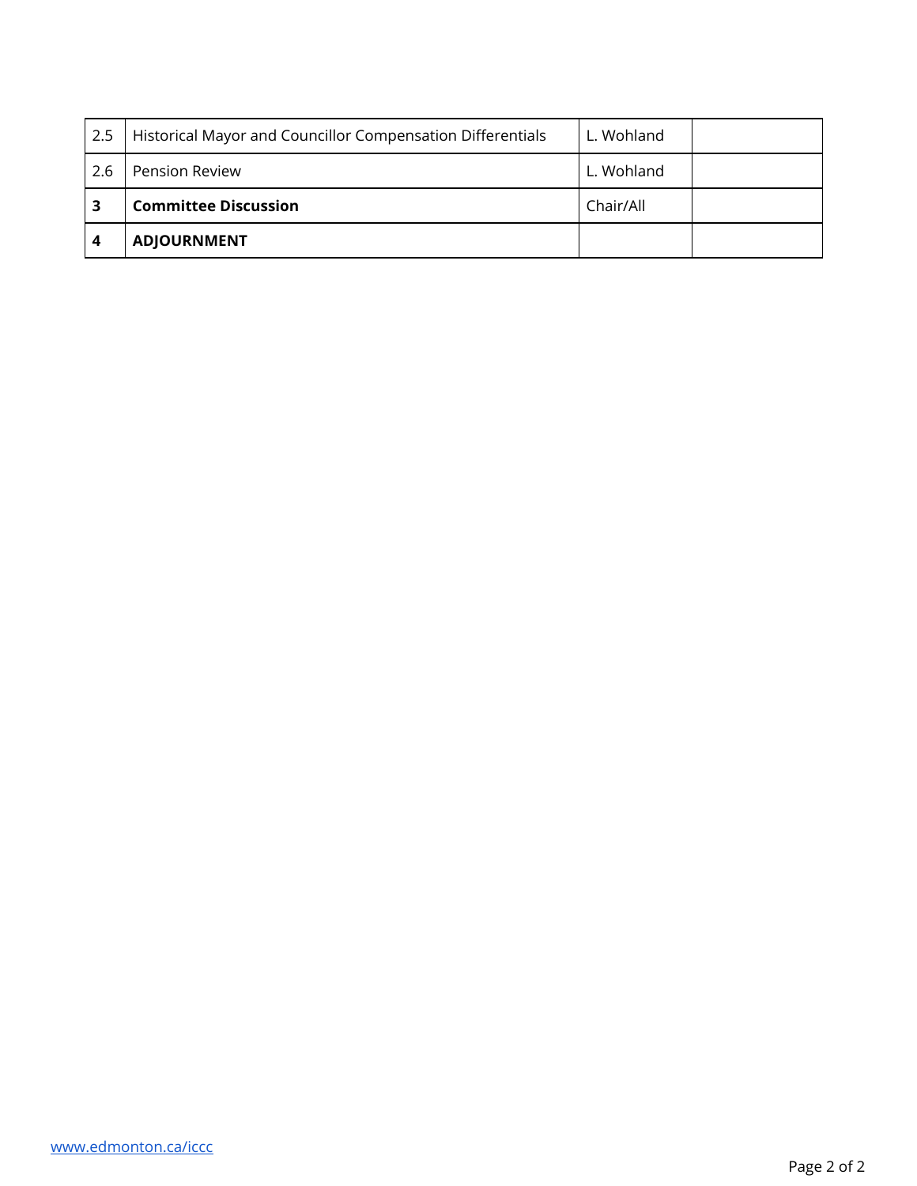| | | | |
|---|---|---|---|
| 2.5 | Historical Mayor and Councillor Compensation Differentials | L. Wohland | |
| 2.6 | Pension Review | L. Wohland | |
| **3** | **Committee Discussion** | Chair/All | |
| **4** | **ADJOURNMENT** | | |

www.edmonton.ca/iccc